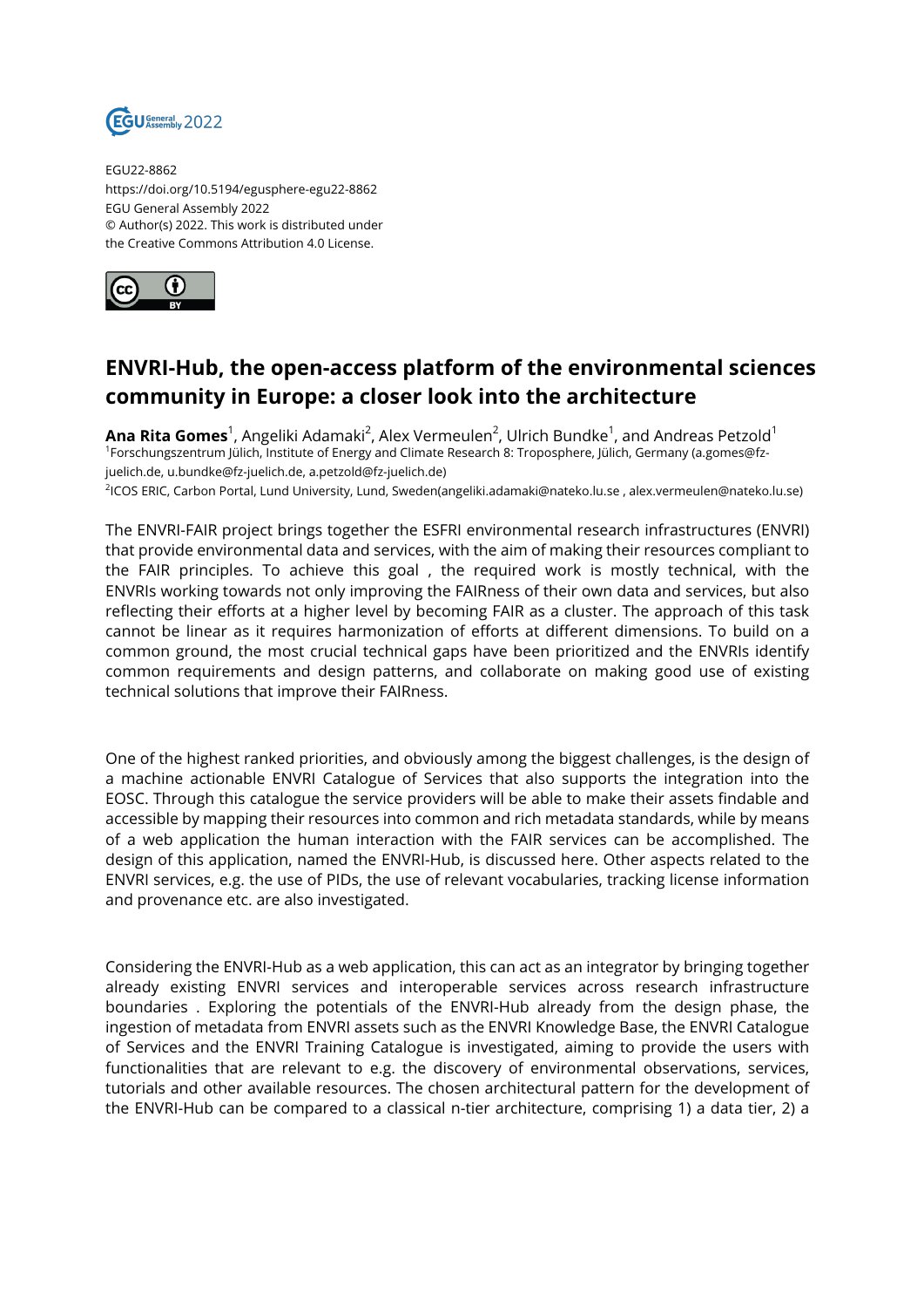EGU22-8862
https://doi.org/10.5194/egusphere-egu22-8862
EGU General Assembly 2022
© Author(s) 2022. This work is distributed under
the Creative Commons Attribution 4.0 License.

# ENVRI-Hub, the open-access platform of the environmental sciences community in Europe: a closer look into the architecture

**Ana Rita Gomes**[1], Angeliki Adamaki[2], Alex Vermeulen[2], Ulrich Bundke[1], and Andreas Petzold[1]

[1]Forschungszentrum Jülich, Institute of Energy and Climate Research 8: Troposphere, Jülich, Germany (a.gomes@fz-juelich.de, u.bundke@fz-juelich.de, a.petzold@fz-juelich.de)

[2]ICOS ERIC, Carbon Portal, Lund University, Lund, Sweden(angeliki.adamaki@nateko.lu.se , alex.vermeulen@nateko.lu.se)

The ENVRI-FAIR project brings together the ESFRI environmental research infrastructures (ENVRI) that provide environmental data and services, with the aim of making their resources compliant to the FAIR principles. To achieve this goal , the required work is mostly technical, with the ENVRIs working towards not only improving the FAIRness of their own data and services, but also reflecting their efforts at a higher level by becoming FAIR as a cluster. The approach of this task cannot be linear as it requires harmonization of efforts at different dimensions. To build on a common ground, the most crucial technical gaps have been prioritized and the ENVRIs identify common requirements and design patterns, and collaborate on making good use of existing technical solutions that improve their FAIRness.

One of the highest ranked priorities, and obviously among the biggest challenges, is the design of a machine actionable ENVRI Catalogue of Services that also supports the integration into the EOSC. Through this catalogue the service providers will be able to make their assets findable and accessible by mapping their resources into common and rich metadata standards, while by means of a web application the human interaction with the FAIR services can be accomplished. The design of this application, named the ENVRI-Hub, is discussed here. Other aspects related to the ENVRI services, e.g. the use of PIDs, the use of relevant vocabularies, tracking license information and provenance etc. are also investigated.

Considering the ENVRI-Hub as a web application, this can act as an integrator by bringing together already existing ENVRI services and interoperable services across research infrastructure boundaries . Exploring the potentials of the ENVRI-Hub already from the design phase, the ingestion of metadata from ENVRI assets such as the ENVRI Knowledge Base, the ENVRI Catalogue of Services and the ENVRI Training Catalogue is investigated, aiming to provide the users with functionalities that are relevant to e.g. the discovery of environmental observations, services, tutorials and other available resources. The chosen architectural pattern for the development of the ENVRI-Hub can be compared to a classical n-tier architecture, comprising 1) a data tier, 2) a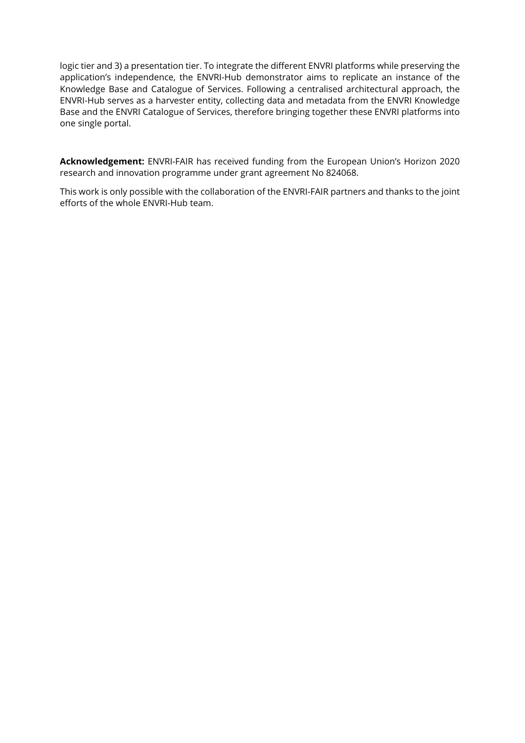logic tier and 3) a presentation tier. To integrate the different ENVRI platforms while preserving the application's independence, the ENVRI-Hub demonstrator aims to replicate an instance of the Knowledge Base and Catalogue of Services. Following a centralised architectural approach, the ENVRI-Hub serves as a harvester entity, collecting data and metadata from the ENVRI Knowledge Base and the ENVRI Catalogue of Services, therefore bringing together these ENVRI platforms into one single portal.

**Acknowledgement:** ENVRI-FAIR has received funding from the European Union's Horizon 2020 research and innovation programme under grant agreement No 824068.

This work is only possible with the collaboration of the ENVRI-FAIR partners and thanks to the joint efforts of the whole ENVRI-Hub team.